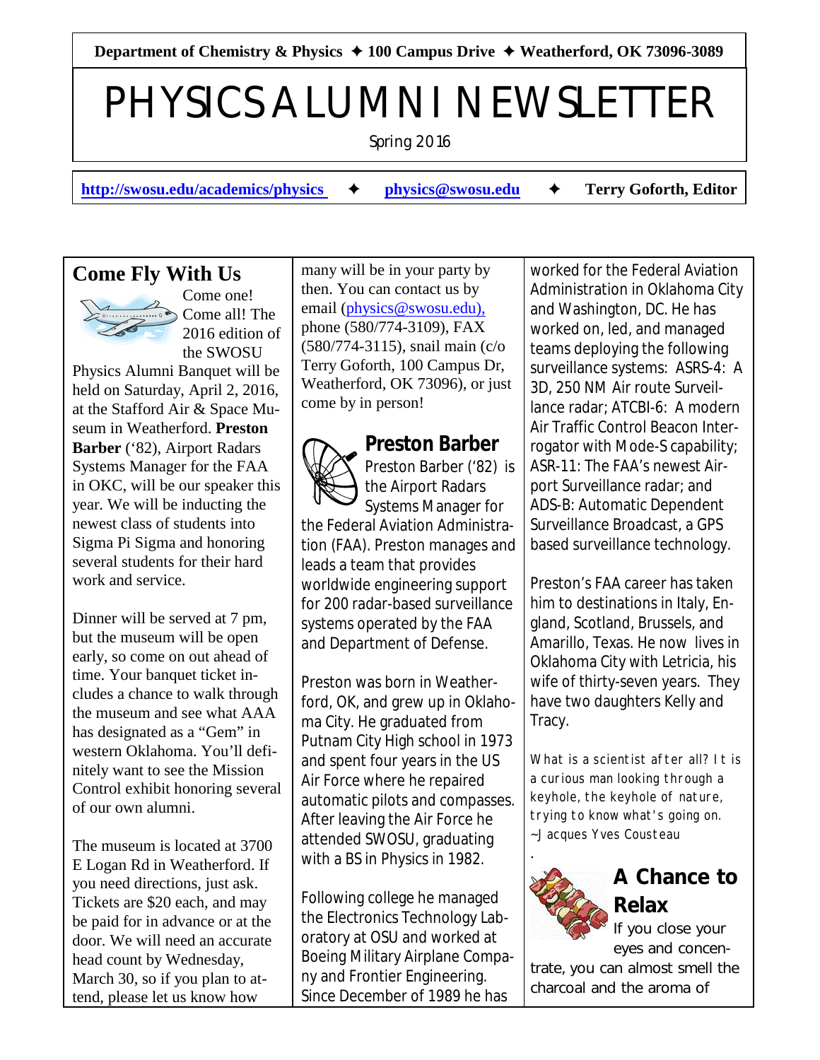Department of Chemistry & Physics ✦ 100 Campus Drive ✦ Weatherford, OK 73096-3089

# PHYSICS ALUMNI NEWSLETTER

Spring 2016

http://swosu.edu/academics/physics ✦ physics@swosu.edu ✦ Terry Goforth, Editor

## Come Fly With Us

Come one! Come all! The 2016 edition of the SWOSU Physics Alumni Banquet will be held on Saturday, April 2, 2016, at the Stafford Air & Space Museum in Weatherford. **Preston Barber** ('82), Airport Radars Systems Manager for the FAA in OKC, will be our speaker this year. We will be inducting the newest class of students into Sigma Pi Sigma and honoring several students for their hard work and service.

Dinner will be served at 7 pm, but the museum will be open early, so come on out ahead of time. Your banquet ticket includes a chance to walk through the museum and see what AAA has designated as a "Gem" in western Oklahoma. You'll definitely want to see the Mission Control exhibit honoring several of our own alumni.

The museum is located at 3700 E Logan Rd in Weatherford. If you need directions, just ask. Tickets are $20 each, and may be paid for in advance or at the door. We will need an accurate head count by Wednesday, March 30, so if you plan to attend, please let us know how many will be in your party by then. You can contact us by email (physics@swosu.edu), phone (580/774-3109), FAX (580/774-3115), snail main (c/o Terry Goforth, 100 Campus Dr, Weatherford, OK 73096), or just come by in person!

## Preston Barber

Preston Barber ('82) is the Airport Radars Systems Manager for the Federal Aviation Administration (FAA). Preston manages and leads a team that provides worldwide engineering support for 200 radar-based surveillance systems operated by the FAA and Department of Defense.

Preston was born in Weatherford, OK, and grew up in Oklahoma City. He graduated from Putnam City High school in 1973 and spent four years in the US Air Force where he repaired automatic pilots and compasses. After leaving the Air Force he attended SWOSU, graduating with a BS in Physics in 1982.

Following college he managed the Electronics Technology Laboratory at OSU and worked at Boeing Military Airplane Company and Frontier Engineering. Since December of 1989 he has worked for the Federal Aviation Administration in Oklahoma City and Washington, DC. He has worked on, led, and managed teams deploying the following surveillance systems: ASRS-4: A 3D, 250 NM Air route Surveillance radar; ATCBI-6: A modern Air Traffic Control Beacon Interrogator with Mode-S capability; ASR-11: The FAA's newest Airport Surveillance radar; and ADS-B: Automatic Dependent Surveillance Broadcast, a GPS based surveillance technology.

Preston's FAA career has taken him to destinations in Italy, England, Scotland, Brussels, and Amarillo, Texas. He now lives in Oklahoma City with Letricia, his wife of thirty-seven years. They have two daughters Kelly and Tracy.

*What is a scientist after all? It is a curious man looking through a keyhole, the keyhole of nature, trying to know what's going on.*
*~Jacques Yves Cousteau*

## A Chance to Relax

If you close your eyes and concentrate, you can almost smell the charcoal and the aroma of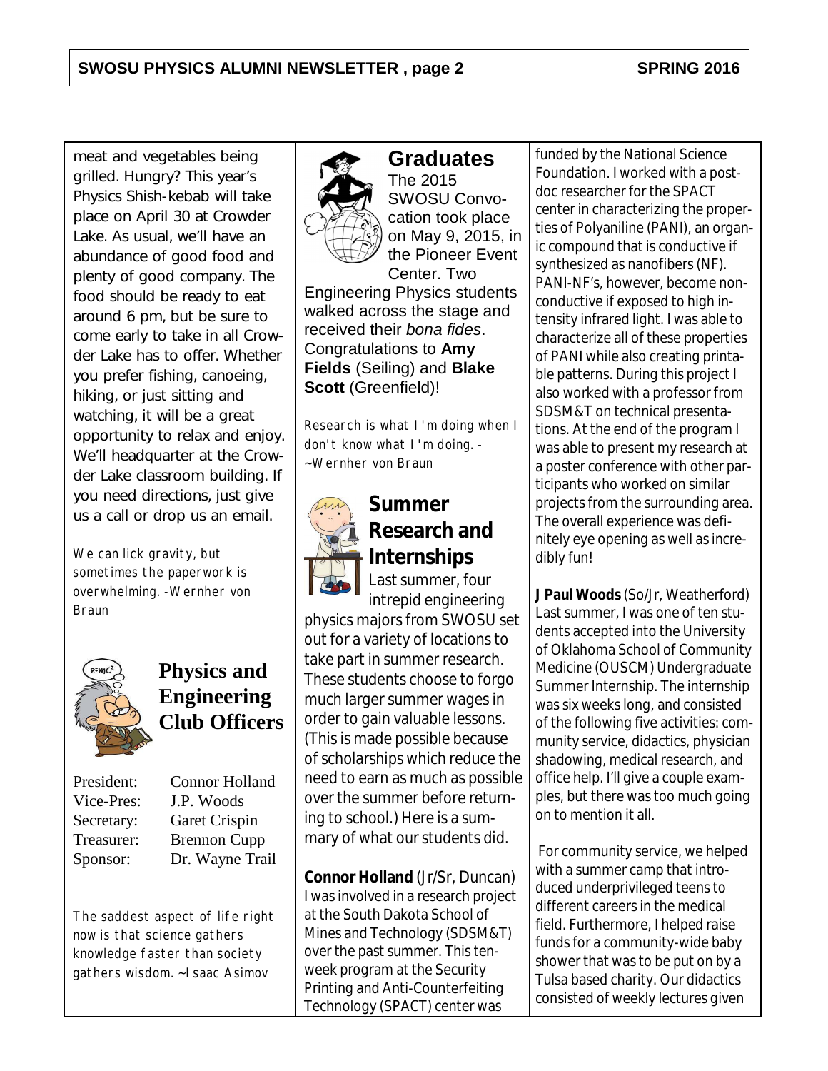meat and vegetables being grilled. Hungry? This year's Physics Shish-kebab will take place on April 30 at Crowder Lake. As usual, we'll have an abundance of good food and plenty of good company. The food should be ready to eat around 6 pm, but be sure to come early to take in all Crowder Lake has to offer. Whether you prefer fishing, canoeing, hiking, or just sitting and watching, it will be a great opportunity to relax and enjoy. We'll headquarter at the Crowder Lake classroom building. If you need directions, just give us a call or drop us an email.

We can lick gravity, but sometimes the paperwork is overwhelming. -Wernher von Braun

## Physics and Engineering Club Officers

| | |
|---|---|
| President: | Connor Holland |
| Vice-Pres: | J.P. Woods |
| Secretary: | Garet Crispin |
| Treasurer: | Brennon Cupp |
| Sponsor: | Dr. Wayne Trail |

The saddest aspect of life right now is that science gathers knowledge faster than society gathers wisdom. ~Isaac Asimov

## Graduates

The 2015 SWOSU Convocation took place on May 9, 2015, in the Pioneer Event Center. Two Engineering Physics students walked across the stage and received their *bona fides*. Congratulations to **Amy Fields** (Seiling) and **Blake Scott** (Greenfield)!

Research is what I'm doing when I don't know what I'm doing. -~Wernher von Braun

## Summer Research and Internships

Last summer, four intrepid engineering physics majors from SWOSU set out for a variety of locations to take part in summer research. These students choose to forgo much larger summer wages in order to gain valuable lessons. (This is made possible because of scholarships which reduce the need to earn as much as possible over the summer before returning to school.) Here is a summary of what our students did.

**Connor Holland** (Jr/Sr, Duncan) I was involved in a research project at the South Dakota School of Mines and Technology (SDSM&T) over the past summer. This ten-week program at the Security Printing and Anti-Counterfeiting Technology (SPACT) center was funded by the National Science Foundation. I worked with a post-doc researcher for the SPACT center in characterizing the properties of Polyaniline (PANI), an organic compound that is conductive if synthesized as nanofibers (NF). PANI-NF's, however, become non-conductive if exposed to high intensity infrared light. I was able to characterize all of these properties of PANI while also creating printable patterns. During this project I also worked with a professor from SDSM&T on technical presentations. At the end of the program I was able to present my research at a poster conference with other participants who worked on similar projects from the surrounding area. The overall experience was definitely eye opening as well as incredibly fun!

**J Paul Woods** (So/Jr, Weatherford) Last summer, I was one of ten students accepted into the University of Oklahoma School of Community Medicine (OUSCM) Undergraduate Summer Internship. The internship was six weeks long, and consisted of the following five activities: community service, didactics, physician shadowing, medical research, and office help. I'll give a couple examples, but there was too much going on to mention it all.

For community service, we helped with a summer camp that introduced underprivileged teens to different careers in the medical field. Furthermore, I helped raise funds for a community-wide baby shower that was to be put on by a Tulsa based charity. Our didactics consisted of weekly lectures given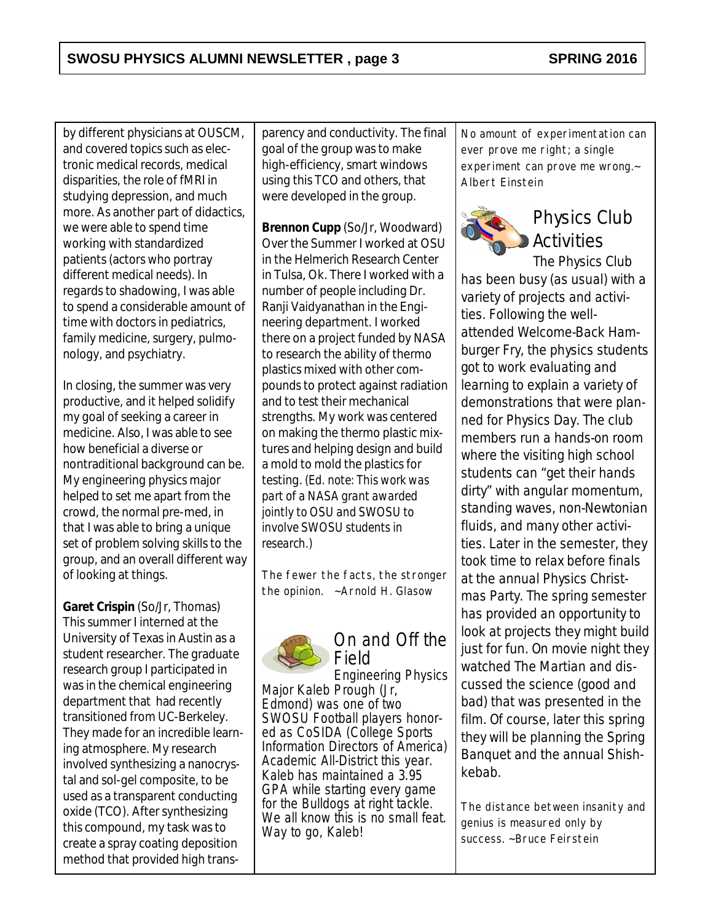by different physicians at OUSCM, and covered topics such as electronic medical records, medical disparities, the role of fMRI in studying depression, and much more. As another part of didactics, we were able to spend time working with standardized patients (actors who portray different medical needs). In regards to shadowing, I was able to spend a considerable amount of time with doctors in pediatrics, family medicine, surgery, pulmonology, and psychiatry.

In closing, the summer was very productive, and it helped solidify my goal of seeking a career in medicine. Also, I was able to see how beneficial a diverse or nontraditional background can be. My engineering physics major helped to set me apart from the crowd, the normal pre-med, in that I was able to bring a unique set of problem solving skills to the group, and an overall different way of looking at things.

**Garet Crispin** (So/Jr, Thomas) This summer I interned at the University of Texas in Austin as a student researcher. The graduate research group I participated in was in the chemical engineering department that had recently transitioned from UC-Berkeley. They made for an incredible learning atmosphere. My research involved synthesizing a nanocrystal and sol-gel composite, to be used as a transparent conducting oxide (TCO). After synthesizing this compound, my task was to create a spray coating deposition method that provided high transparency and conductivity. The final goal of the group was to make high-efficiency, smart windows using this TCO and others, that were developed in the group.

**Brennon Cupp** (So/Jr, Woodward) Over the Summer I worked at OSU in the Helmerich Research Center in Tulsa, Ok. There I worked with a number of people including Dr. Ranji Vaidyanathan in the Engineering department. I worked there on a project funded by NASA to research the ability of thermo plastics mixed with other compounds to protect against radiation and to test their mechanical strengths. My work was centered on making the thermo plastic mixtures and helping design and build a mold to mold the plastics for testing. *(Ed. note: This work was part of a NASA grant awarded jointly to OSU and SWOSU to involve SWOSU students in research.)*

The fewer the facts, the stronger the opinion. ~Arnold H. Glasow

## On and Off the Field

Engineering Physics Major Kaleb Prough (Jr, Edmond) was one of two SWOSU Football players honored as CoSIDA (College Sports Information Directors of America) Academic All-District this year. Kaleb has maintained a 3.95 GPA while starting every game for the Bulldogs at right tackle. We all know this is no small feat. Way to go, Kaleb!

No amount of experimentation can ever prove me right; a single experiment can prove me wrong.~ Albert Einstein

## Physics Club Activities

The Physics Club has been busy (as usual) with a variety of projects and activities. Following the well-attended Welcome-Back Hamburger Fry, the physics students got to work evaluating and learning to explain a variety of demonstrations that were planned for Physics Day. The club members run a hands-on room where the visiting high school students can "get their hands dirty" with angular momentum, standing waves, non-Newtonian fluids, and many other activities. Later in the semester, they took time to relax before finals at the annual Physics Christmas Party. The spring semester has provided an opportunity to look at projects they might build just for fun. On movie night they watched The Martian and discussed the science (good and bad) that was presented in the film. Of course, later this spring they will be planning the Spring Banquet and the annual Shishkebab.

The distance between insanity and genius is measured only by success. ~Bruce Feirstein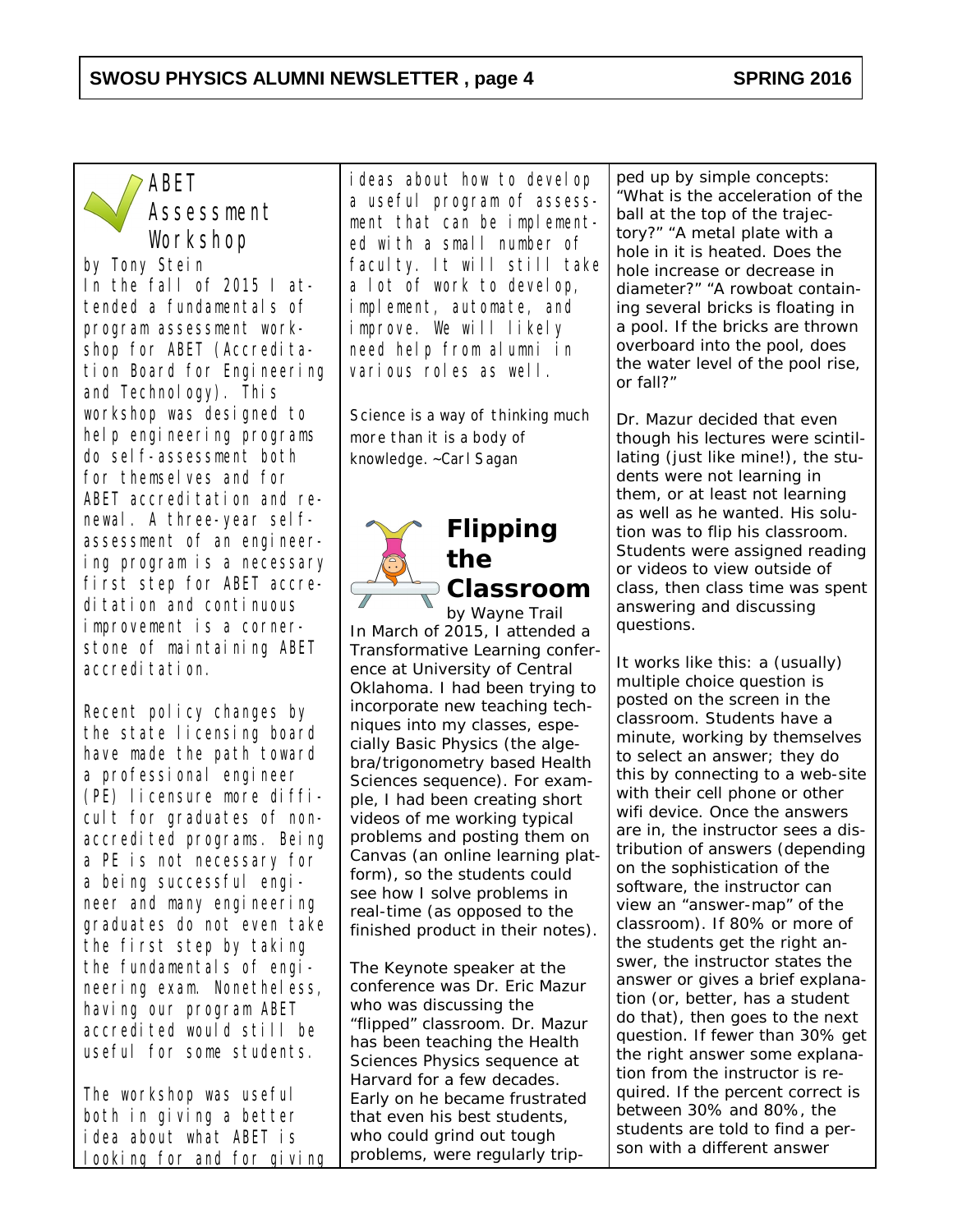## ABET Assessment Workshop

by Tony Stein

In the fall of 2015 I attended a fundamentals of program assessment workshop for ABET (Accreditation Board for Engineering and Technology). This workshop was designed to help engineering programs do self-assessment both for themselves and for ABET accreditation and renewal. A three-year self-assessment of an engineering program is a necessary first step for ABET accreditation and continuous improvement is a cornerstone of maintaining ABET accreditation.

Recent policy changes by the state licensing board have made the path toward a professional engineer (PE) licensure more difficult for graduates of non-accredited programs. Being a PE is not necessary for a being successful engineer and many engineering graduates do not even take the first step by taking the fundamentals of engineering exam. Nonetheless, having our program ABET accredited would still be useful for some students.

The workshop was useful both in giving a better idea about what ABET is looking for and for giving ideas about how to develop a useful program of assessment that can be implemented with a small number of faculty. It will still take a lot of work to develop, implement, automate, and improve. We will likely need help from alumni in various roles as well.

Science is a way of thinking much more than it is a body of knowledge. ~Carl Sagan

## Flipping the Classroom

by Wayne Trail

In March of 2015, I attended a Transformative Learning conference at University of Central Oklahoma. I had been trying to incorporate new teaching techniques into my classes, especially Basic Physics (the algebra/trigonometry based Health Sciences sequence). For example, I had been creating short videos of me working typical problems and posting them on Canvas (an online learning platform), so the students could see how I solve problems in real-time (as opposed to the finished product in their notes).

The Keynote speaker at the conference was Dr. Eric Mazur who was discussing the "flipped" classroom. Dr. Mazur has been teaching the Health Sciences Physics sequence at Harvard for a few decades. Early on he became frustrated that even his best students, who could grind out tough problems, were regularly tripped up by simple concepts: "What is the acceleration of the ball at the top of the trajectory?" "A metal plate with a hole in it is heated. Does the hole increase or decrease in diameter?" "A rowboat containing several bricks is floating in a pool. If the bricks are thrown overboard into the pool, does the water level of the pool rise, or fall?"

Dr. Mazur decided that even though his lectures were scintillating (just like mine!), the students were not learning in them, or at least not learning as well as he wanted. His solution was to flip his classroom. Students were assigned reading or videos to view outside of class, then class time was spent answering and discussing questions.

It works like this: a (usually) multiple choice question is posted on the screen in the classroom. Students have a minute, working by themselves to select an answer; they do this by connecting to a web-site with their cell phone or other wifi device. Once the answers are in, the instructor sees a distribution of answers (depending on the sophistication of the software, the instructor can view an "answer-map" of the classroom). If 80% or more of the students get the right answer, the instructor states the answer or gives a brief explanation (or, better, has a student do that), then goes to the next question. If fewer than 30% get the right answer some explanation from the instructor is required. If the percent correct is between 30% and 80%, the students are told to find a person with a different answer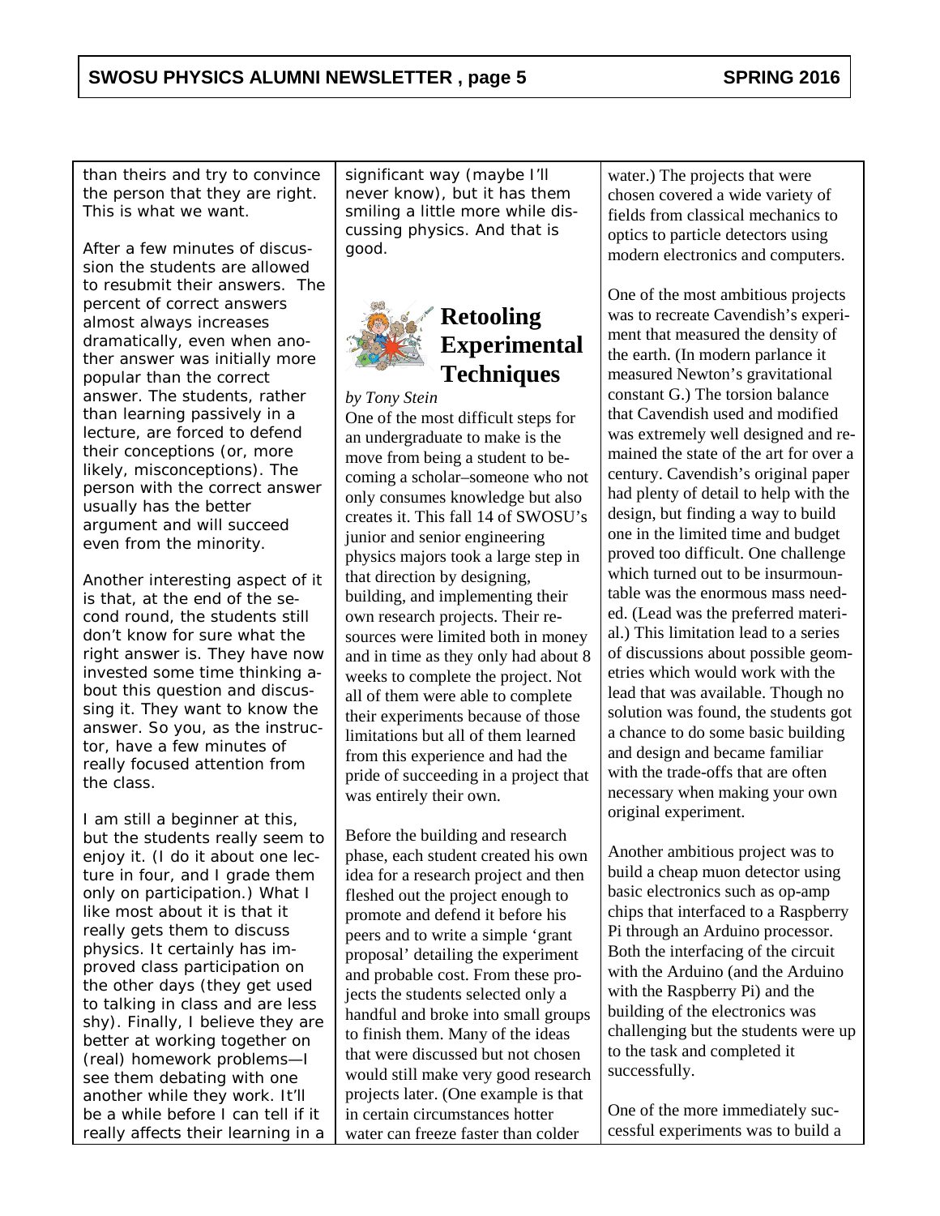than theirs and try to convince the person that they are right. This is what we want.

After a few minutes of discussion the students are allowed to resubmit their answers. The percent of correct answers almost always increases dramatically, even when another answer was initially more popular than the correct answer. The students, rather than learning passively in a lecture, are forced to defend their conceptions (or, more likely, misconceptions). The person with the correct answer usually has the better argument and will succeed even from the minority.

Another interesting aspect of it is that, at the end of the second round, the students still don't know for sure what the right answer is. They have now invested some time thinking about this question and discussing it. They want to know the answer. So you, as the instructor, have a few minutes of really focused attention from the class.

I am still a beginner at this, but the students really seem to enjoy it. (I do it about one lecture in four, and I grade them only on participation.) What I like most about it is that it really gets them to discuss physics. It certainly has improved class participation on the other days (they get used to talking in class and are less shy). Finally, I believe they are better at working together on (real) homework problems—I see them debating with one another while they work. It'll be a while before I can tell if it really affects their learning in a significant way (maybe I'll never know), but it has them smiling a little more while discussing physics. And that is good.

## Retooling Experimental Techniques

*by Tony Stein*

One of the most difficult steps for an undergraduate to make is the move from being a student to becoming a scholar–someone who not only consumes knowledge but also creates it. This fall 14 of SWOSU's junior and senior engineering physics majors took a large step in that direction by designing, building, and implementing their own research projects. Their resources were limited both in money and in time as they only had about 8 weeks to complete the project. Not all of them were able to complete their experiments because of those limitations but all of them learned from this experience and had the pride of succeeding in a project that was entirely their own.

Before the building and research phase, each student created his own idea for a research project and then fleshed out the project enough to promote and defend it before his peers and to write a simple 'grant proposal' detailing the experiment and probable cost. From these projects the students selected only a handful and broke into small groups to finish them. Many of the ideas that were discussed but not chosen would still make very good research projects later. (One example is that in certain circumstances hotter water can freeze faster than colder water.) The projects that were chosen covered a wide variety of fields from classical mechanics to optics to particle detectors using modern electronics and computers.

One of the most ambitious projects was to recreate Cavendish's experiment that measured the density of the earth. (In modern parlance it measured Newton's gravitational constant G.) The torsion balance that Cavendish used and modified was extremely well designed and remained the state of the art for over a century. Cavendish's original paper had plenty of detail to help with the design, but finding a way to build one in the limited time and budget proved too difficult. One challenge which turned out to be insurmountable was the enormous mass needed. (Lead was the preferred material.) This limitation lead to a series of discussions about possible geometries which would work with the lead that was available. Though no solution was found, the students got a chance to do some basic building and design and became familiar with the trade-offs that are often necessary when making your own original experiment.

Another ambitious project was to build a cheap muon detector using basic electronics such as op-amp chips that interfaced to a Raspberry Pi through an Arduino processor. Both the interfacing of the circuit with the Arduino (and the Arduino with the Raspberry Pi) and the building of the electronics was challenging but the students were up to the task and completed it successfully.

One of the more immediately successful experiments was to build a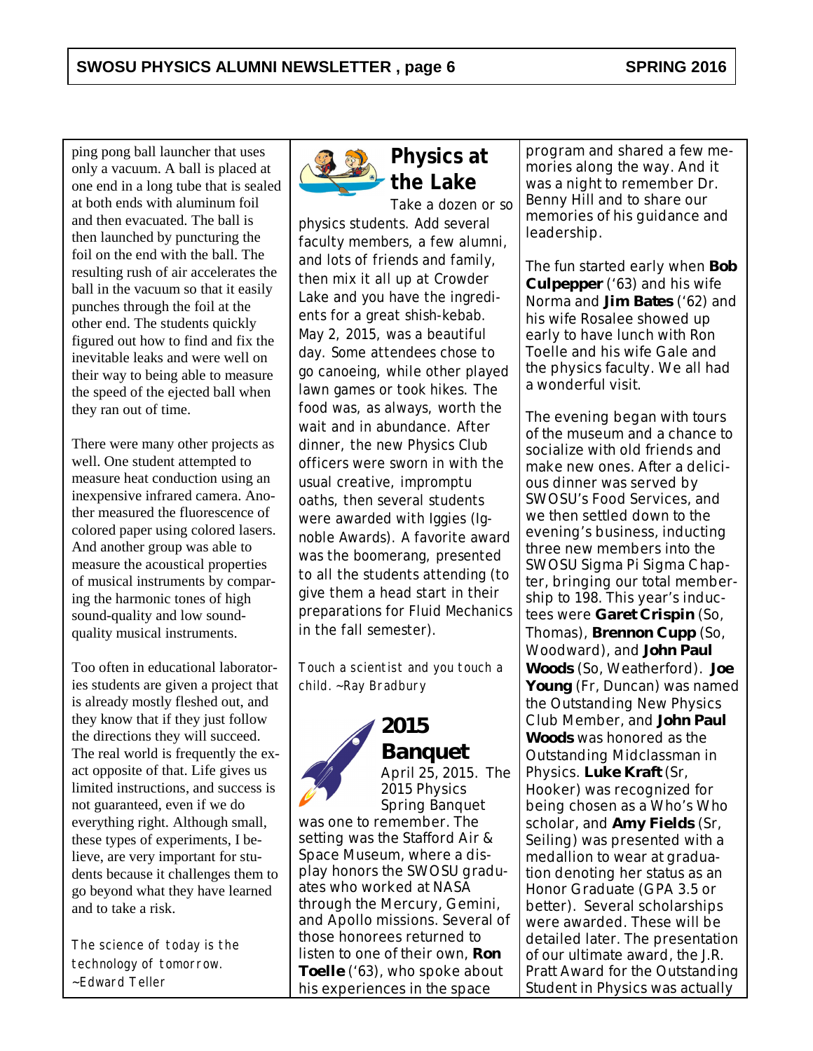ping pong ball launcher that uses only a vacuum. A ball is placed at one end in a long tube that is sealed at both ends with aluminum foil and then evacuated. The ball is then launched by puncturing the foil on the end with the ball. The resulting rush of air accelerates the ball in the vacuum so that it easily punches through the foil at the other end. The students quickly figured out how to find and fix the inevitable leaks and were well on their way to being able to measure the speed of the ejected ball when they ran out of time.

There were many other projects as well. One student attempted to measure heat conduction using an inexpensive infrared camera. Another measured the fluorescence of colored paper using colored lasers. And another group was able to measure the acoustical properties of musical instruments by comparing the harmonic tones of high sound-quality and low sound-quality musical instruments.

Too often in educational laboratories students are given a project that is already mostly fleshed out, and they know that if they just follow the directions they will succeed. The real world is frequently the exact opposite of that. Life gives us limited instructions, and success is not guaranteed, even if we do everything right. Although small, these types of experiments, I believe, are very important for students because it challenges them to go beyond what they have learned and to take a risk.

*The science of today is the technology of tomorrow. ~Edward Teller*

## Physics at the Lake

Take a dozen or so physics students. Add several faculty members, a few alumni, and lots of friends and family, then mix it all up at Crowder Lake and you have the ingredients for a great shish-kebab. May 2, 2015, was a beautiful day. Some attendees chose to go canoeing, while other played lawn games or took hikes. The food was, as always, worth the wait and in abundance. After dinner, the new Physics Club officers were sworn in with the usual creative, impromptu oaths, then several students were awarded with Iggies (Ignoble Awards). A favorite award was the boomerang, presented to all the students attending (to give them a head start in their preparations for Fluid Mechanics in the fall semester).

*Touch a scientist and you touch a child. ~Ray Bradbury*

## 2015 Banquet

April 25, 2015. The 2015 Physics Spring Banquet was one to remember. The setting was the Stafford Air & Space Museum, where a display honors the SWOSU graduates who worked at NASA through the Mercury, Gemini, and Apollo missions. Several of those honorees returned to listen to one of their own, **Ron Toelle** ('63), who spoke about his experiences in the space program and shared a few memories along the way. And it was a night to remember Dr. Benny Hill and to share our memories of his guidance and leadership.

The fun started early when **Bob Culpepper** ('63) and his wife Norma and **Jim Bates** ('62) and his wife Rosalee showed up early to have lunch with Ron Toelle and his wife Gale and the physics faculty. We all had a wonderful visit.

The evening began with tours of the museum and a chance to socialize with old friends and make new ones. After a delicious dinner was served by SWOSU's Food Services, and we then settled down to the evening's business, inducting three new members into the SWOSU Sigma Pi Sigma Chapter, bringing our total membership to 198. This year's inductees were **Garet Crispin** (So, Thomas), **Brennon Cupp** (So, Woodward), and **John Paul Woods** (So, Weatherford). **Joe Young** (Fr, Duncan) was named the Outstanding New Physics Club Member, and **John Paul Woods** was honored as the Outstanding Midclassman in Physics. **Luke Kraft** (Sr, Hooker) was recognized for being chosen as a Who's Who scholar, and **Amy Fields** (Sr, Seiling) was presented with a medallion to wear at graduation denoting her status as an Honor Graduate (GPA 3.5 or better). Several scholarships were awarded. These will be detailed later. The presentation of our ultimate award, the J.R. Pratt Award for the Outstanding Student in Physics was actually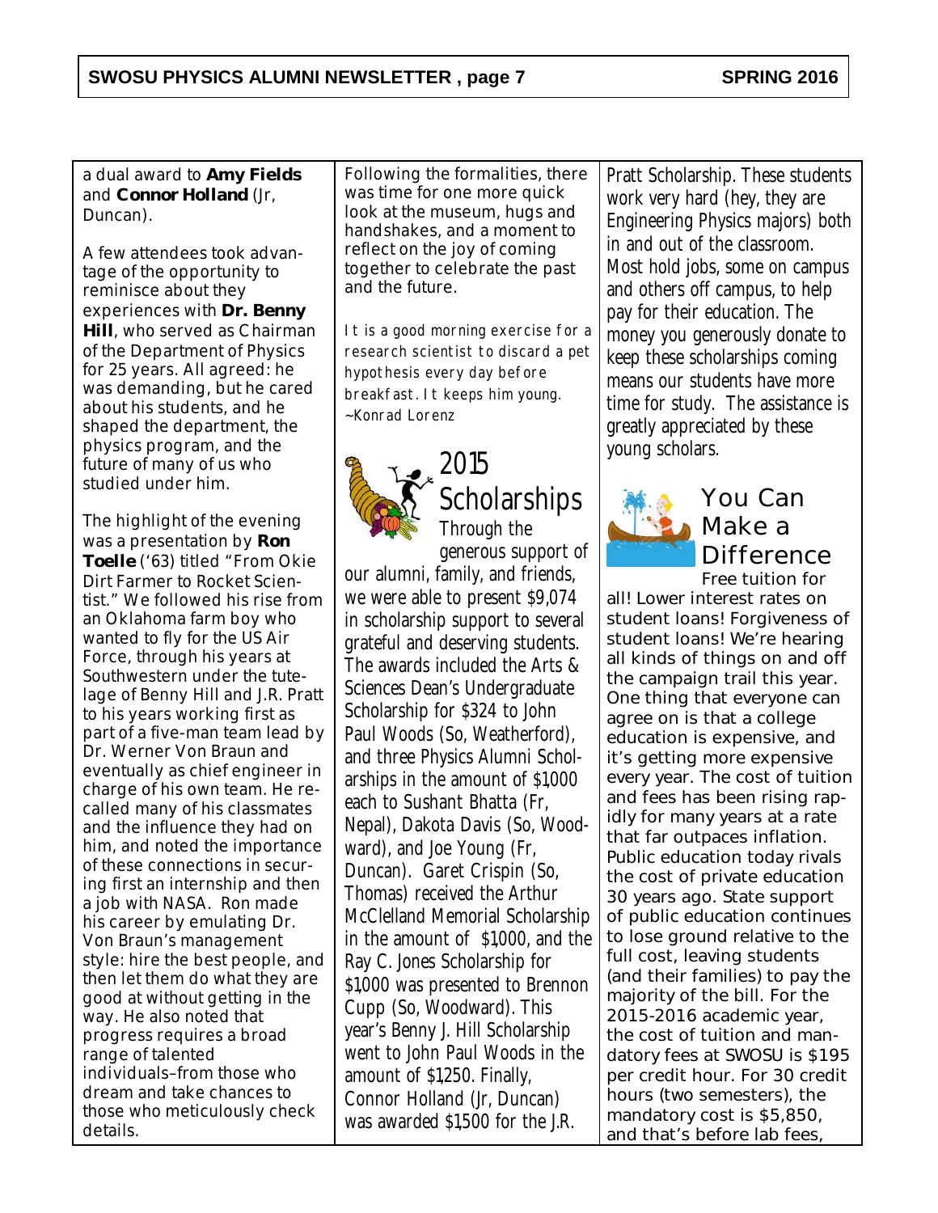a dual award to **Amy Fields** and **Connor Holland** (Jr, Duncan).

A few attendees took advantage of the opportunity to reminisce about they experiences with **Dr. Benny Hill**, who served as Chairman of the Department of Physics for 25 years. All agreed: he was demanding, but he cared about his students, and he shaped the department, the physics program, and the future of many of us who studied under him.

The highlight of the evening was a presentation by **Ron Toelle** ('63) titled "From Okie Dirt Farmer to Rocket Scientist." We followed his rise from an Oklahoma farm boy who wanted to fly for the US Air Force, through his years at Southwestern under the tutelage of Benny Hill and J.R. Pratt to his years working first as part of a five-man team lead by Dr. Werner Von Braun and eventually as chief engineer in charge of his own team. He recalled many of his classmates and the influence they had on him, and noted the importance of these connections in securing first an internship and then a job with NASA. Ron made his career by emulating Dr. Von Braun's management style: hire the best people, and then let them do what they are good at without getting in the way. He also noted that progress requires a broad range of talented individuals–from those who dream and take chances to those who meticulously check details.

Following the formalities, there was time for one more quick look at the museum, hugs and handshakes, and a moment to reflect on the joy of coming together to celebrate the past and the future.

It is a good morning exercise for a research scientist to discard a pet hypothesis every day before breakfast. It keeps him young. ~Konrad Lorenz

## 2015 Scholarships

Through the generous support of our alumni, family, and friends, we were able to present $9,074 in scholarship support to several grateful and deserving students. The awards included the Arts & Sciences Dean's Undergraduate Scholarship for $324 to John Paul Woods (So, Weatherford), and three Physics Alumni Scholarships in the amount of $1,000 each to Sushant Bhatta (Fr, Nepal), Dakota Davis (So, Woodward), and Joe Young (Fr, Duncan). Garet Crispin (So, Thomas) received the Arthur McClelland Memorial Scholarship in the amount of $1,000, and the Ray C. Jones Scholarship for $1,000 was presented to Brennon Cupp (So, Woodward). This year's Benny J. Hill Scholarship went to John Paul Woods in the amount of $1,250. Finally, Connor Holland (Jr, Duncan) was awarded $1,500 for the J.R. Pratt Scholarship. These students work very hard (hey, they are Engineering Physics majors) both in and out of the classroom. Most hold jobs, some on campus and others off campus, to help pay for their education. The money you generously donate to keep these scholarships coming means our students have more time for study. The assistance is greatly appreciated by these young scholars.

## You Can Make a Difference

Free tuition for all! Lower interest rates on student loans! Forgiveness of student loans! We're hearing all kinds of things on and off the campaign trail this year. One thing that everyone can agree on is that a college education is expensive, and it's getting more expensive every year. The cost of tuition and fees has been rising rapidly for many years at a rate that far outpaces inflation. Public education today rivals the cost of private education 30 years ago. State support of public education continues to lose ground relative to the full cost, leaving students (and their families) to pay the majority of the bill. For the 2015-2016 academic year, the cost of tuition and mandatory fees at SWOSU is $195 per credit hour. For 30 credit hours (two semesters), the mandatory cost is $5,850, and that's before lab fees,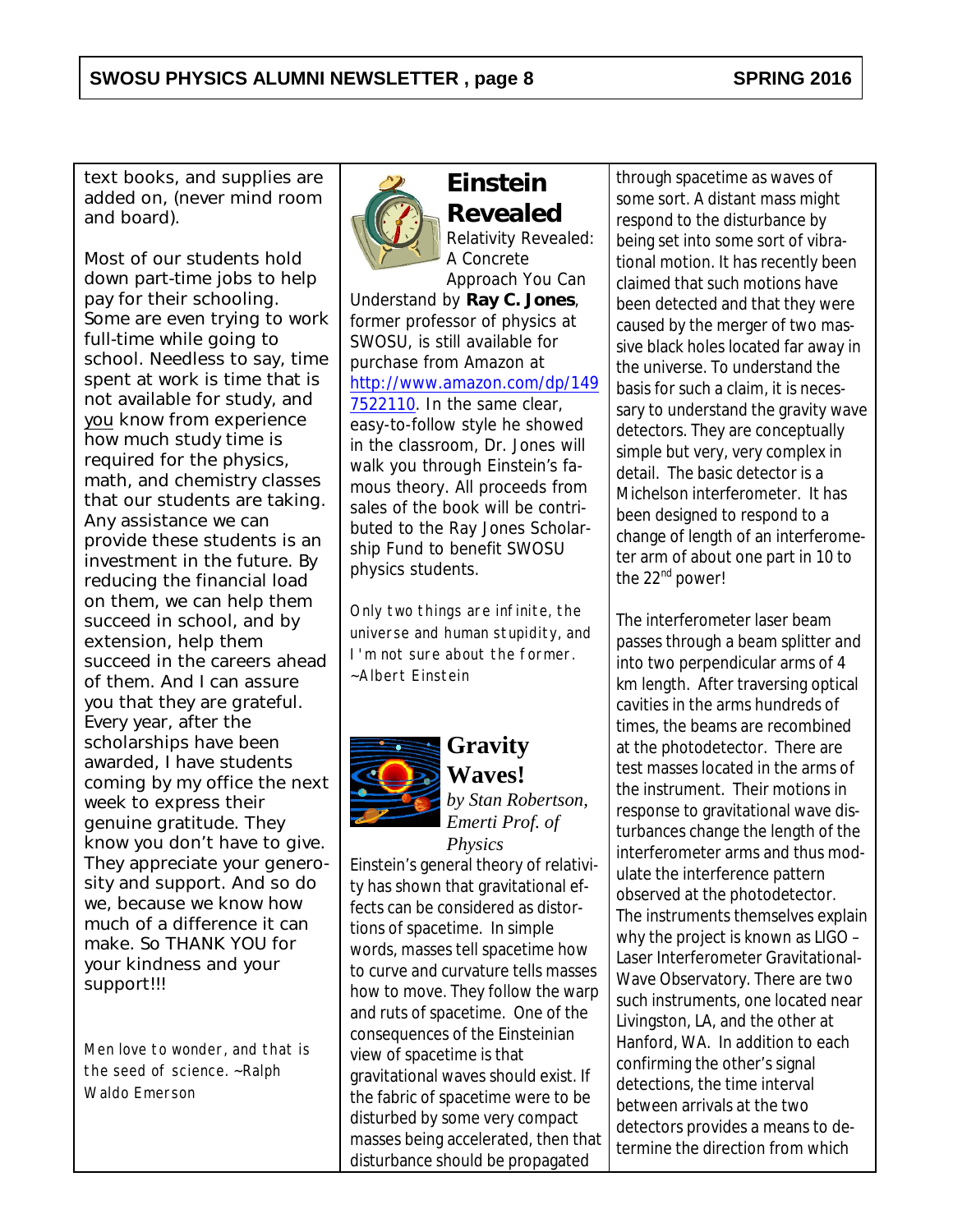text books, and supplies are added on, (never mind room and board).

Most of our students hold down part-time jobs to help pay for their schooling. Some are even trying to work full-time while going to school. Needless to say, time spent at work is time that is not available for study, and you know from experience how much study time is required for the physics, math, and chemistry classes that our students are taking. Any assistance we can provide these students is an investment in the future. By reducing the financial load on them, we can help them succeed in school, and by extension, help them succeed in the careers ahead of them. And I can assure you that they are grateful. Every year, after the scholarships have been awarded, I have students coming by my office the next week to express their genuine gratitude. They know you don't have to give. They appreciate your generosity and support. And so do we, because we know how much of a difference it can make. So THANK YOU for your kindness and your support!!!

*Men love to wonder, and that is the seed of science. ~Ralph Waldo Emerson*

## Einstein Revealed

Relativity Revealed: A Concrete Approach You Can Understand by **Ray C. Jones**, former professor of physics at SWOSU, is still available for purchase from Amazon at http://www.amazon.com/dp/1497522110. In the same clear, easy-to-follow style he showed in the classroom, Dr. Jones will walk you through Einstein's famous theory. All proceeds from sales of the book will be contributed to the Ray Jones Scholarship Fund to benefit SWOSU physics students.

*Only two things are infinite, the universe and human stupidity, and I'm not sure about the former. ~Albert Einstein*

## Gravity Waves!

*by Stan Robertson, Emerti Prof. of Physics*

Einstein's general theory of relativity has shown that gravitational effects can be considered as distortions of spacetime. In simple words, masses tell spacetime how to curve and curvature tells masses how to move. They follow the warp and ruts of spacetime. One of the consequences of the Einsteinian view of spacetime is that gravitational waves should exist. If the fabric of spacetime were to be disturbed by some very compact masses being accelerated, then that disturbance should be propagated through spacetime as waves of some sort. A distant mass might respond to the disturbance by being set into some sort of vibrational motion. It has recently been claimed that such motions have been detected and that they were caused by the merger of two massive black holes located far away in the universe. To understand the basis for such a claim, it is necessary to understand the gravity wave detectors. They are conceptually simple but very, very complex in detail. The basic detector is a Michelson interferometer. It has been designed to respond to a change of length of an interferometer arm of about one part in 10 to the 22nd power!

The interferometer laser beam passes through a beam splitter and into two perpendicular arms of 4 km length. After traversing optical cavities in the arms hundreds of times, the beams are recombined at the photodetector. There are test masses located in the arms of the instrument. Their motions in response to gravitational wave disturbances change the length of the interferometer arms and thus modulate the interference pattern observed at the photodetector. The instruments themselves explain why the project is known as LIGO – Laser Interferometer Gravitational-Wave Observatory. There are two such instruments, one located near Livingston, LA, and the other at Hanford, WA. In addition to each confirming the other's signal detections, the time interval between arrivals at the two detectors provides a means to determine the direction from which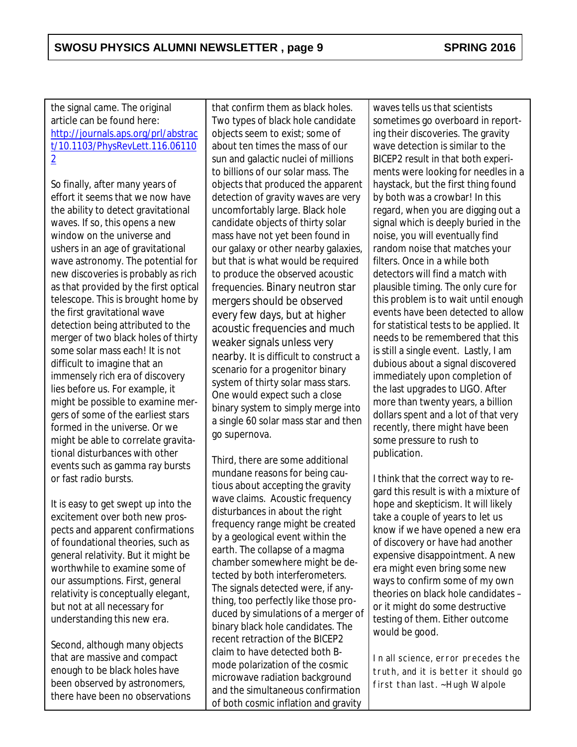the signal came. The original article can be found here: http://journals.aps.org/prl/abstract/10.1103/PhysRevLett.116.061102

So finally, after many years of effort it seems that we now have the ability to detect gravitational waves. If so, this opens a new window on the universe and ushers in an age of gravitational wave astronomy. The potential for new discoveries is probably as rich as that provided by the first optical telescope. This is brought home by the first gravitational wave detection being attributed to the merger of two black holes of thirty some solar mass each! It is not difficult to imagine that an immensely rich era of discovery lies before us. For example, it might be possible to examine mergers of some of the earliest stars formed in the universe. Or we might be able to correlate gravitational disturbances with other events such as gamma ray bursts or fast radio bursts.

It is easy to get swept up into the excitement over both new prospects and apparent confirmations of foundational theories, such as general relativity. But it might be worthwhile to examine some of our assumptions. First, general relativity is conceptually elegant, but not at all necessary for understanding this new era.

Second, although many objects that are massive and compact enough to be black holes have been observed by astronomers, there have been no observations that confirm them as black holes. Two types of black hole candidate objects seem to exist; some of about ten times the mass of our sun and galactic nuclei of millions to billions of our solar mass. The objects that produced the apparent detection of gravity waves are very uncomfortably large. Black hole candidate objects of thirty solar mass have not yet been found in our galaxy or other nearby galaxies, but that is what would be required to produce the observed acoustic frequencies. Binary neutron star mergers should be observed every few days, but at higher acoustic frequencies and much weaker signals unless very nearby. It is difficult to construct a scenario for a progenitor binary system of thirty solar mass stars. One would expect such a close binary system to simply merge into a single 60 solar mass star and then go supernova.

Third, there are some additional mundane reasons for being cautious about accepting the gravity wave claims. Acoustic frequency disturbances in about the right frequency range might be created by a geological event within the earth. The collapse of a magma chamber somewhere might be detected by both interferometers. The signals detected were, if anything, too perfectly like those produced by simulations of a merger of binary black hole candidates. The recent retraction of the BICEP2 claim to have detected both B-mode polarization of the cosmic microwave radiation background and the simultaneous confirmation of both cosmic inflation and gravity waves tells us that scientists sometimes go overboard in reporting their discoveries. The gravity wave detection is similar to the BICEP2 result in that both experiments were looking for needles in a haystack, but the first thing found by both was a crowbar! In this regard, when you are digging out a signal which is deeply buried in the noise, you will eventually find random noise that matches your filters. Once in a while both detectors will find a match with plausible timing. The only cure for this problem is to wait until enough events have been detected to allow for statistical tests to be applied. It needs to be remembered that this is still a single event. Lastly, I am dubious about a signal discovered immediately upon completion of the last upgrades to LIGO. After more than twenty years, a billion dollars spent and a lot of that very recently, there might have been some pressure to rush to publication.

I think that the correct way to regard this result is with a mixture of hope and skepticism. It will likely take a couple of years to let us know if we have opened a new era of discovery or have had another expensive disappointment. A new era might even bring some new ways to confirm some of my own theories on black hole candidates – or it might do some destructive testing of them. Either outcome would be good.

*In all science, error precedes the truth, and it is better it should go first than last. ~Hugh Walpole*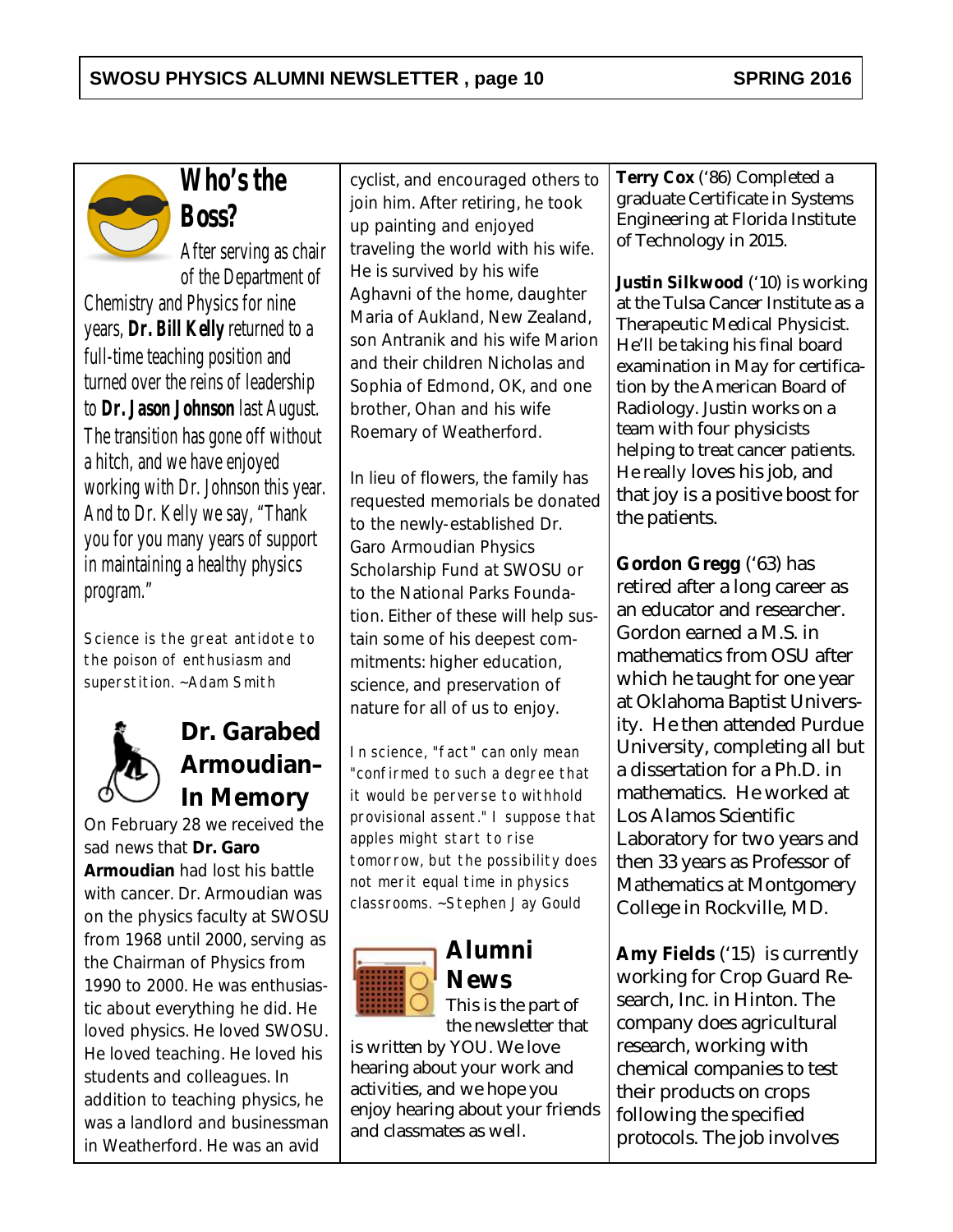## Who's the Boss?

*After serving as chair of the Department of Chemistry and Physics for nine years, **Dr. Bill Kelly** returned to a full-time teaching position and turned over the reins of leadership to **Dr. Jason Johnson** last August. The transition has gone off without a hitch, and we have enjoyed working with Dr. Johnson this year. And to Dr. Kelly we say, "Thank you for you many years of support in maintaining a healthy physics program."*

Science is the great antidote to the poison of enthusiasm and superstition. ~Adam Smith

## Dr. Garabed Armoudian– In Memory

On February 28 we received the sad news that **Dr. Garo Armoudian** had lost his battle with cancer. Dr. Armoudian was on the physics faculty at SWOSU from 1968 until 2000, serving as the Chairman of Physics from 1990 to 2000. He was enthusiastic about everything he did. He loved physics. He loved SWOSU. He loved teaching. He loved his students and colleagues. In addition to teaching physics, he was a landlord and businessman in Weatherford. He was an avid cyclist, and encouraged others to join him. After retiring, he took up painting and enjoyed traveling the world with his wife. He is survived by his wife Aghavni of the home, daughter Maria of Aukland, New Zealand, son Antranik and his wife Marion and their children Nicholas and Sophia of Edmond, OK, and one brother, Ohan and his wife Roemary of Weatherford.

In lieu of flowers, the family has requested memorials be donated to the newly-established Dr. Garo Armoudian Physics Scholarship Fund at SWOSU or to the National Parks Foundation. Either of these will help sustain some of his deepest commitments: higher education, science, and preservation of nature for all of us to enjoy.

In science, "fact" can only mean "confirmed to such a degree that it would be perverse to withhold provisional assent." I suppose that apples might start to rise tomorrow, but the possibility does not merit equal time in physics classrooms. ~Stephen Jay Gould

## Alumni News

This is the part of the newsletter that is written by YOU. We love hearing about your work and activities, and we hope you enjoy hearing about your friends and classmates as well.

**Terry Cox** ('86) Completed a graduate Certificate in Systems Engineering at Florida Institute of Technology in 2015.

**Justin Silkwood** ('10) is working at the Tulsa Cancer Institute as a Therapeutic Medical Physicist. He'll be taking his final board examination in May for certification by the American Board of Radiology. Justin works on a team with four physicists helping to treat cancer patients. He really loves his job, and that joy is a positive boost for the patients.

**Gordon Gregg** ('63) has retired after a long career as an educator and researcher. Gordon earned a M.S. in mathematics from OSU after which he taught for one year at Oklahoma Baptist University. He then attended Purdue University, completing all but a dissertation for a Ph.D. in mathematics. He worked at Los Alamos Scientific Laboratory for two years and then 33 years as Professor of Mathematics at Montgomery College in Rockville, MD.

**Amy Fields** ('15) is currently working for Crop Guard Research, Inc. in Hinton. The company does agricultural research, working with chemical companies to test their products on crops following the specified protocols. The job involves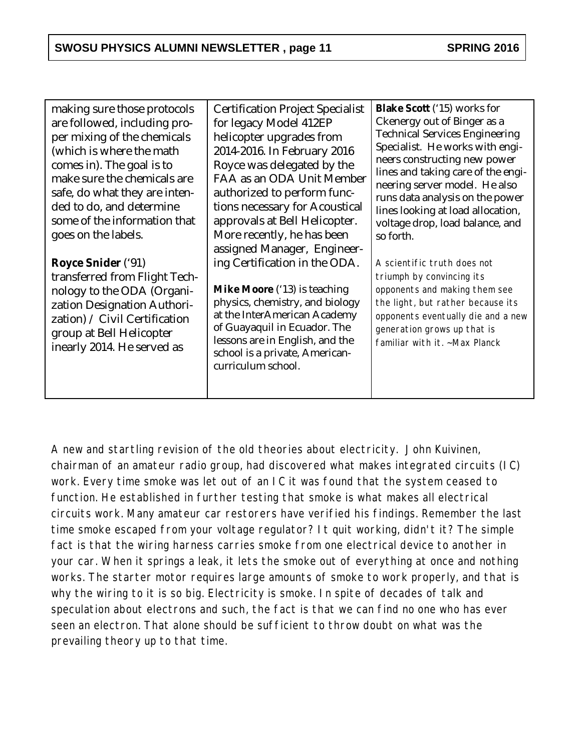making sure those protocols are followed, including proper mixing of the chemicals (which is where the math comes in). The goal is to make sure the chemicals are safe, do what they are intended to do, and determine some of the information that goes on the labels.

**Royce Snider** ('91) transferred from Flight Technology to the ODA (Organization Designation Authorization) / Civil Certification group at Bell Helicopter inearly 2014. He served as Certification Project Specialist for legacy Model 412EP helicopter upgrades from 2014-2016. In February 2016 Royce was delegated by the FAA as an ODA Unit Member authorized to perform functions necessary for Acoustical approvals at Bell Helicopter. More recently, he has been assigned Manager, Engineering Certification in the ODA.

**Mike Moore** ('13) is teaching physics, chemistry, and biology at the InterAmerican Academy of Guayaquil in Ecuador. The lessons are in English, and the school is a private, American-curriculum school.

**Blake Scott** ('15) works for Ckenergy out of Binger as a Technical Services Engineering Specialist. He works with engineers constructing new power lines and taking care of the engineering server model. He also runs data analysis on the power lines looking at load allocation, voltage drop, load balance, and so forth.

A scientific truth does not triumph by convincing its opponents and making them see the light, but rather because its opponents eventually die and a new generation grows up that is familiar with it. ~Max Planck

A new and startling revision of the old theories about electricity. John Kuivinen, chairman of an amateur radio group, had discovered what makes integrated circuits (IC) work. Every time smoke was let out of an IC it was found that the system ceased to function. He established in further testing that smoke is what makes all electrical circuits work. Many amateur car restorers have verified his findings. Remember the last time smoke escaped from your voltage regulator? It quit working, didn't it? The simple fact is that the wiring harness carries smoke from one electrical device to another in your car. When it springs a leak, it lets the smoke out of everything at once and nothing works. The starter motor requires large amounts of smoke to work properly, and that is why the wiring to it is so big. Electricity is smoke. In spite of decades of talk and speculation about electrons and such, the fact is that we can find no one who has ever seen an electron. That alone should be sufficient to throw doubt on what was the prevailing theory up to that time.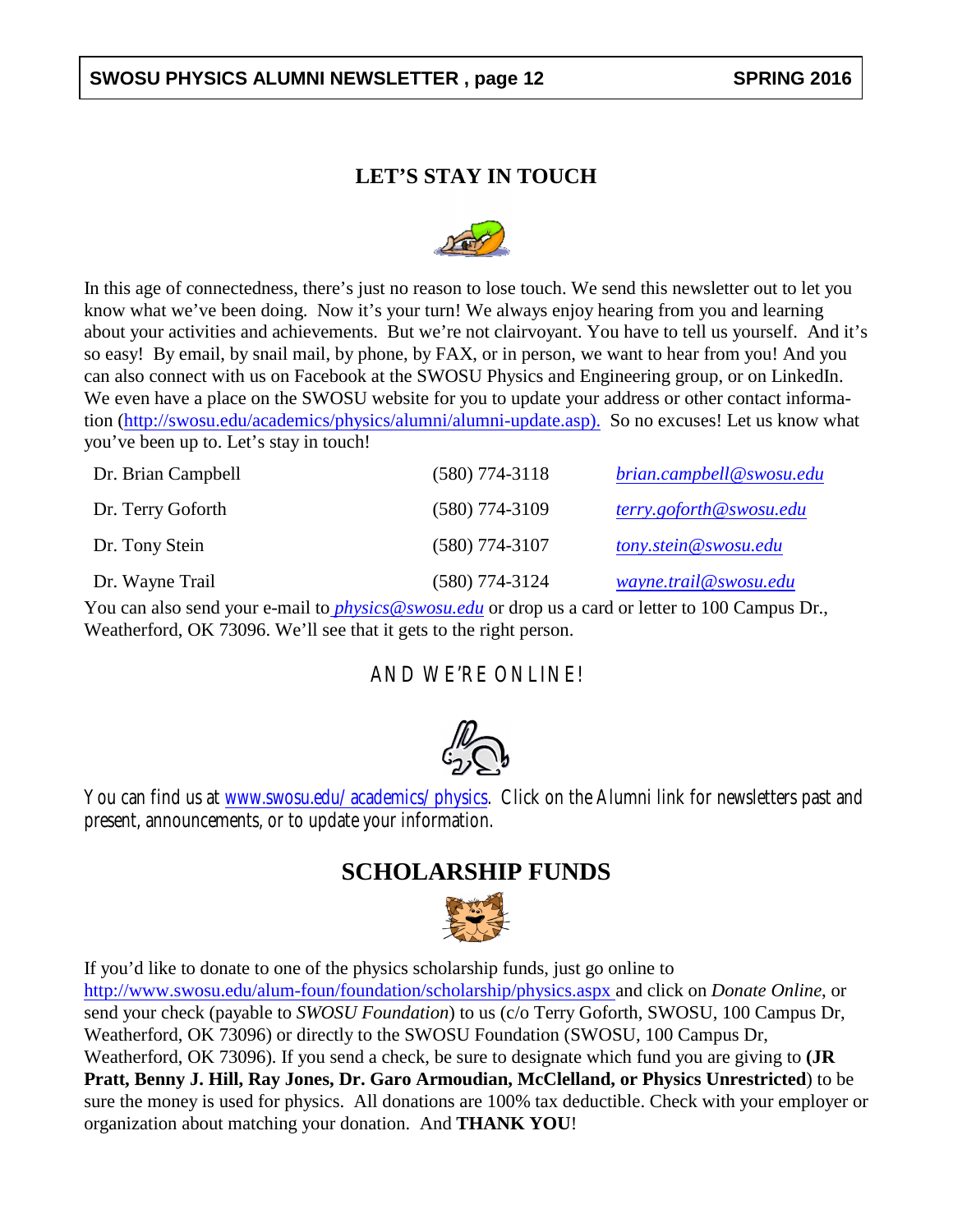## LET'S STAY IN TOUCH

In this age of connectedness, there's just no reason to lose touch. We send this newsletter out to let you know what we've been doing. Now it's your turn! We always enjoy hearing from you and learning about your activities and achievements. But we're not clairvoyant. You have to tell us yourself. And it's so easy! By email, by snail mail, by phone, by FAX, or in person, we want to hear from you! And you can also connect with us on Facebook at the SWOSU Physics and Engineering group, or on LinkedIn. We even have a place on the SWOSU website for you to update your address or other contact information (http://swosu.edu/academics/physics/alumni/alumni-update.asp). So no excuses! Let us know what you've been up to. Let's stay in touch!

| | | |
|---|---|---|
| Dr. Brian Campbell | (580) 774-3118 | *brian.campbell@swosu.edu* |
| Dr. Terry Goforth | (580) 774-3109 | *terry.goforth@swosu.edu* |
| Dr. Tony Stein | (580) 774-3107 | *tony.stein@swosu.edu* |
| Dr. Wayne Trail | (580) 774-3124 | *wayne.trail@swosu.edu* |

You can also send your e-mail to ***physics@swosu.edu*** or drop us a card or letter to 100 Campus Dr., Weatherford, OK 73096. We'll see that it gets to the right person.

### AND WE'RE ONLINE!

You can find us at www.swosu.edu/academics/physics. Click on the Alumni link for newsletters past and present, announcements, or to update your information.

## SCHOLARSHIP FUNDS

If you'd like to donate to one of the physics scholarship funds, just go online to http://www.swosu.edu/alum-foun/foundation/scholarship/physics.aspx and click on *Donate Online*, or send your check (payable to *SWOSU Foundation*) to us (c/o Terry Goforth, SWOSU, 100 Campus Dr, Weatherford, OK 73096) or directly to the SWOSU Foundation (SWOSU, 100 Campus Dr, Weatherford, OK 73096). If you send a check, be sure to designate which fund you are giving to **(JR Pratt, Benny J. Hill, Ray Jones, Dr. Garo Armoudian, McClelland, or Physics Unrestricted**) to be sure the money is used for physics. All donations are 100% tax deductible. Check with your employer or organization about matching your donation. And **THANK YOU**!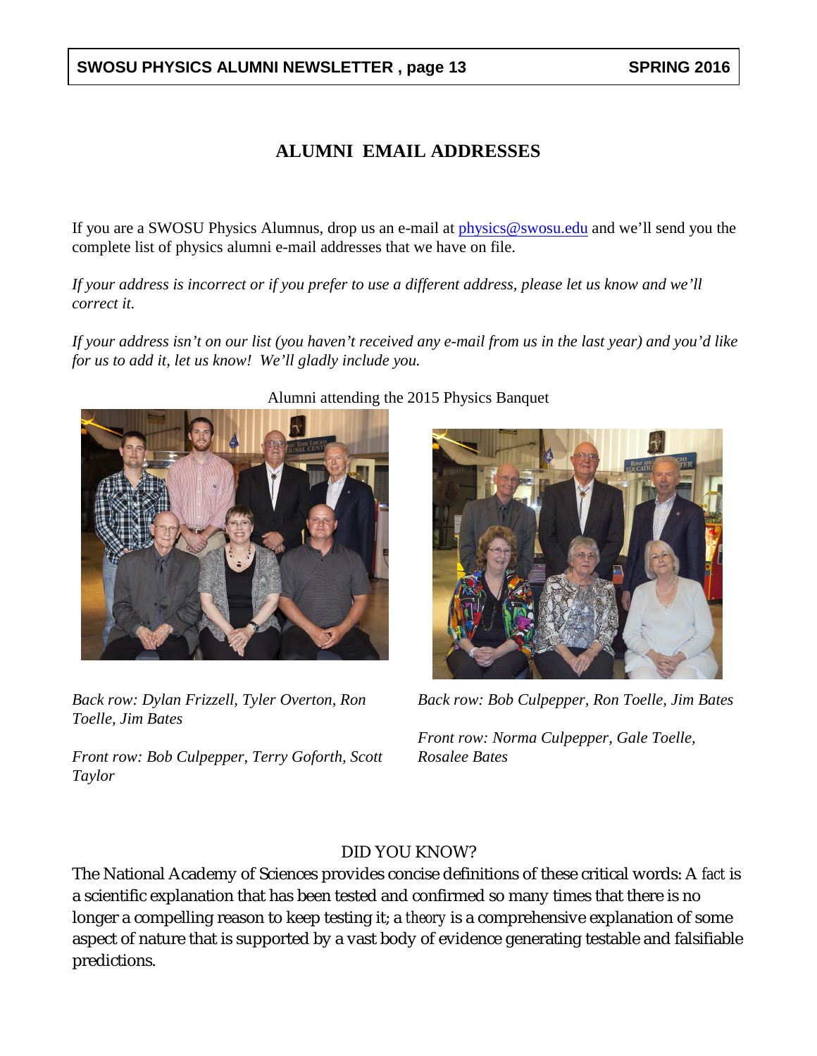## ALUMNI EMAIL ADDRESSES

If you are a SWOSU Physics Alumnus, drop us an e-mail at [physics@swosu.edu](mailto:physics@swosu.edu) and we'll send you the complete list of physics alumni e-mail addresses that we have on file.

*If your address is incorrect or if you prefer to use a different address, please let us know and we'll correct it.*

*If your address isn't on our list (you haven't received any e-mail from us in the last year) and you'd like for us to add it, let us know! We'll gladly include you.*

Alumni attending the 2015 Physics Banquet

*Back row: Dylan Frizzell, Tyler Overton, Ron Toelle, Jim Bates*

*Front row: Bob Culpepper, Terry Goforth, Scott Taylor*

*Back row: Bob Culpepper, Ron Toelle, Jim Bates*

*Front row: Norma Culpepper, Gale Toelle, Rosalee Bates*

### DID YOU KNOW?

The National Academy of Sciences provides concise definitions of these critical words: A *fact* is a scientific explanation that has been tested and confirmed so many times that there is no longer a compelling reason to keep testing it; a *theory* is a comprehensive explanation of some aspect of nature that is supported by a vast body of evidence generating testable and falsifiable predictions.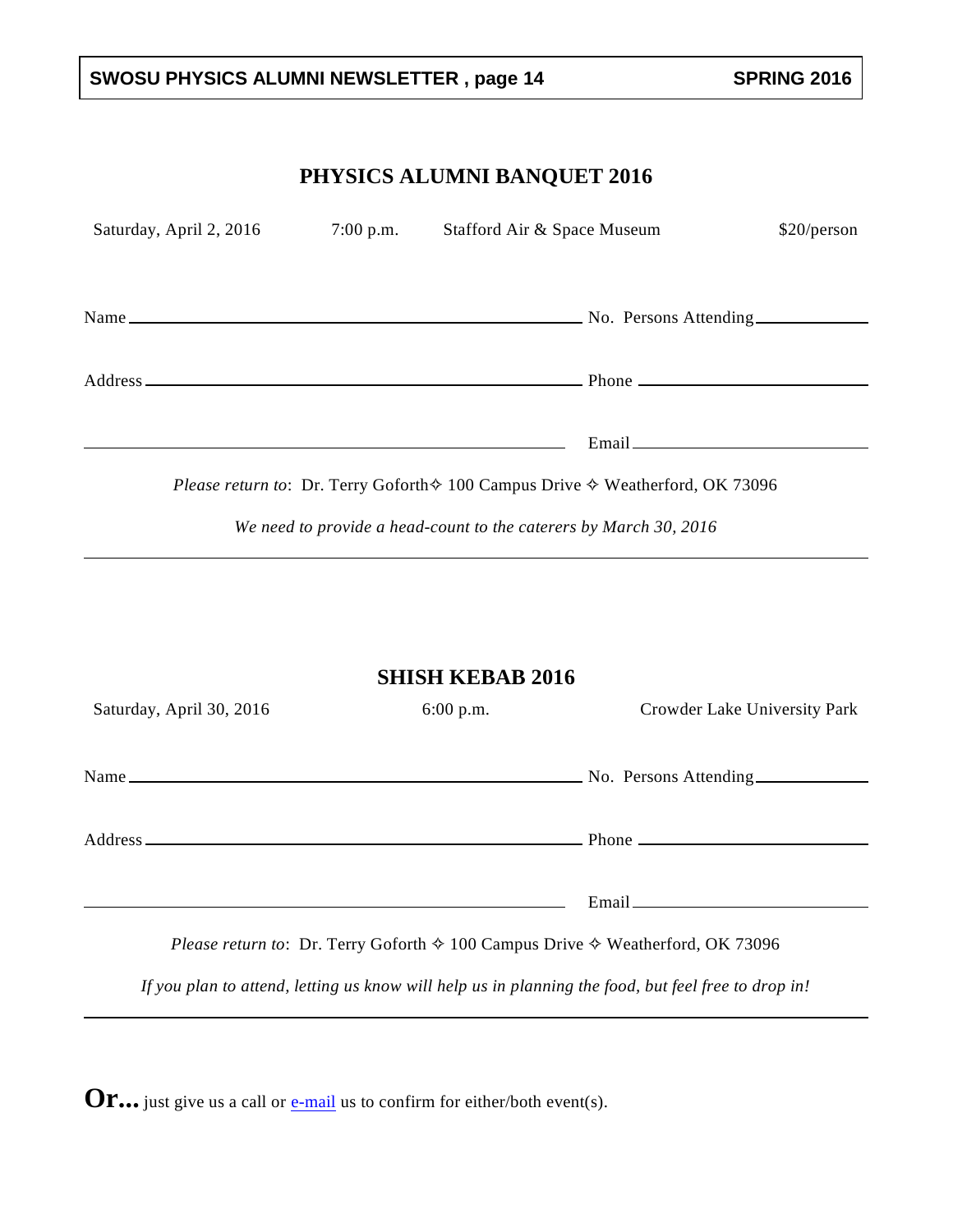## PHYSICS ALUMNI BANQUET 2016

Saturday, April 2, 2016 7:00 p.m. Stafford Air & Space Museum $20/person

Name \_\_\_\_\_\_\_\_\_\_\_\_\_\_\_\_\_\_\_\_\_\_\_\_\_\_\_\_\_\_\_\_\_\_\_\_\_\_\_\_ No. Persons Attending \_\_\_\_\_\_\_\_\_\_

Address \_\_\_\_\_\_\_\_\_\_\_\_\_\_\_\_\_\_\_\_\_\_\_\_\_\_\_\_\_\_\_\_\_\_\_\_\_\_\_\_ Phone \_\_\_\_\_\_\_\_\_\_\_\_\_\_\_\_\_\_\_\_

\_\_\_\_\_\_\_\_\_\_\_\_\_\_\_\_\_\_\_\_\_\_\_\_\_\_\_\_\_\_\_\_\_\_\_\_\_\_\_\_\_\_\_\_ Email \_\_\_\_\_\_\_\_\_\_\_\_\_\_\_\_\_\_\_\_

*Please return to*: Dr. Terry Goforth ✧ 100 Campus Drive ✧ Weatherford, OK 73096

*We need to provide a head-count to the caterers by March 30, 2016*

---

## SHISH KEBAB 2016

Saturday, April 30, 2016 6:00 p.m. Crowder Lake University Park

Name \_\_\_\_\_\_\_\_\_\_\_\_\_\_\_\_\_\_\_\_\_\_\_\_\_\_\_\_\_\_\_\_\_\_\_\_\_\_\_\_ No. Persons Attending \_\_\_\_\_\_\_\_\_\_

Address \_\_\_\_\_\_\_\_\_\_\_\_\_\_\_\_\_\_\_\_\_\_\_\_\_\_\_\_\_\_\_\_\_\_\_\_\_\_\_\_ Phone \_\_\_\_\_\_\_\_\_\_\_\_\_\_\_\_\_\_\_\_

\_\_\_\_\_\_\_\_\_\_\_\_\_\_\_\_\_\_\_\_\_\_\_\_\_\_\_\_\_\_\_\_\_\_\_\_\_\_\_\_\_\_\_\_ Email \_\_\_\_\_\_\_\_\_\_\_\_\_\_\_\_\_\_\_\_

*Please return to*: Dr. Terry Goforth ✧ 100 Campus Drive ✧ Weatherford, OK 73096

*If you plan to attend, letting us know will help us in planning the food, but feel free to drop in!*

---

**Or...** just give us a call or e-mail us to confirm for either/both event(s).